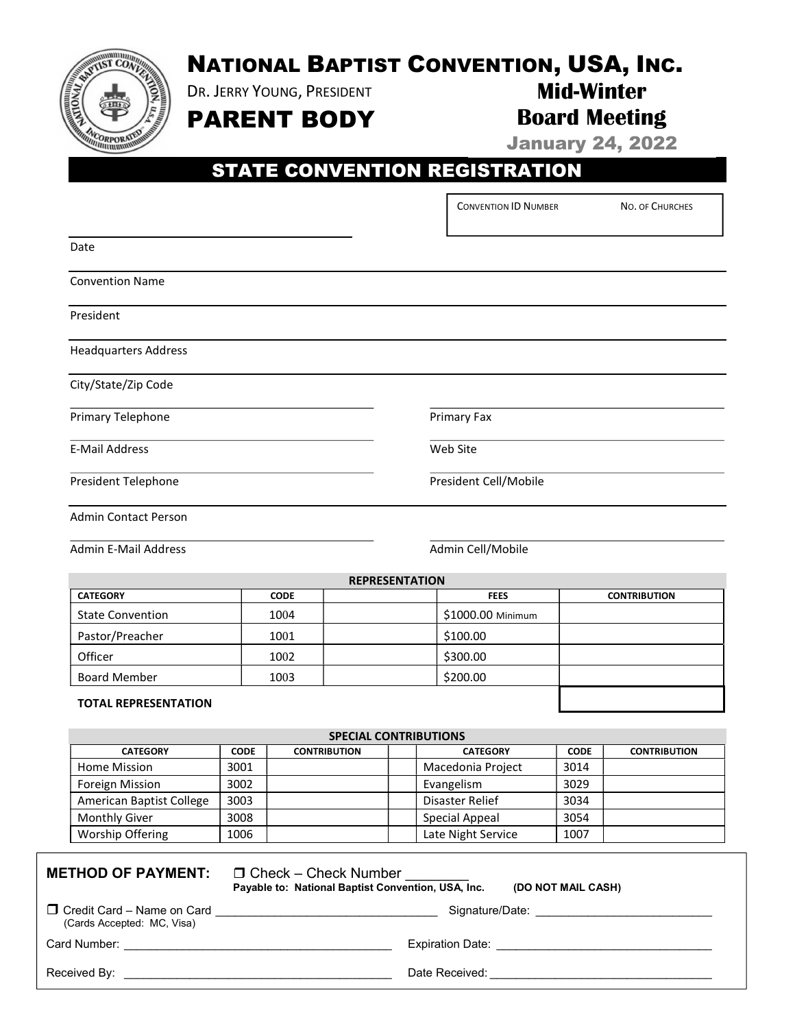# NATIONAL BAPTIST CONVENTION, USA, INC.

DR. JERRY YOUNG, PRESIDENT

## PARENT BODY

**Mid-Winter Board Meeting**

**January 24, 2022**

## STATE CONVENTION REGISTRATION

| CONVENTION ID NUMBER | NO. OF CHURCHES |
|---|---|
| | |

Date

Convention Name

President

Headquarters Address

City/State/Zip Code

Primary Telephone

Primary Fax

E-Mail Address

Web Site

President Telephone

President Cell/Mobile

Admin Contact Person

Admin E-Mail Address

Admin Cell/Mobile

**REPRESENTATION**

| CATEGORY | CODE | | FEES | CONTRIBUTION |
|---|---|---|---|---|
| State Convention | 1004 | | $1000.00 Minimum | |
| Pastor/Preacher | 1001 | | $100.00 | |
| Officer | 1002 | | $300.00 | |
| Board Member | 1003 | | $200.00 | |
| **TOTAL REPRESENTATION** | | | | |

**SPECIAL CONTRIBUTIONS**

| CATEGORY | CODE | CONTRIBUTION | | CATEGORY | CODE | CONTRIBUTION |
|---|---|---|---|---|---|---|
| Home Mission | 3001 | | | Macedonia Project | 3014 | |
| Foreign Mission | 3002 | | | Evangelism | 3029 | |
| American Baptist College | 3003 | | | Disaster Relief | 3034 | |
| Monthly Giver | 3008 | | | Special Appeal | 3054 | |
| Worship Offering | 1006 | | | Late Night Service | 1007 | |

**METHOD OF PAYMENT:** ❒ Check – Check Number ________
**Payable to: National Baptist Convention, USA, Inc.** **(DO NOT MAIL CASH)**

❒ Credit Card – Name on Card ______________________________ Signature/Date: ________________________
(Cards Accepted: MC, Visa)

Card Number: ____________________________________ Expiration Date: ______________________________

Received By: ____________________________________ Date Received: ______________________________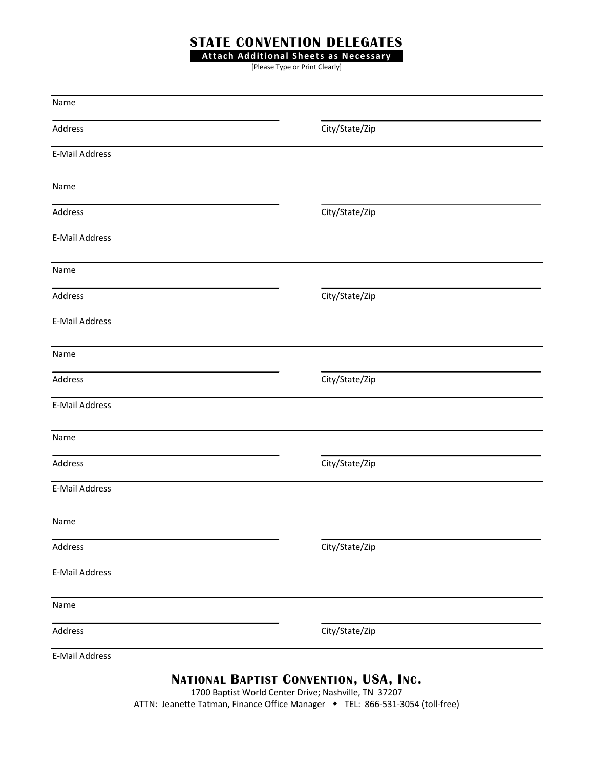# STATE CONVENTION DELEGATES

**Attach Additional Sheets as Necessary**

[Please Type or Print Clearly]

Name

Address | City/State/Zip

E-Mail Address

Name

Address | City/State/Zip

E-Mail Address

Name

Address | City/State/Zip

E-Mail Address

Name

Address | City/State/Zip

E-Mail Address

Name

Address | City/State/Zip

E-Mail Address

Name

Address | City/State/Zip

E-Mail Address

Name

Address | City/State/Zip

E-Mail Address

**NATIONAL BAPTIST CONVENTION, USA, INC.**

1700 Baptist World Center Drive; Nashville, TN 37207

ATTN: Jeanette Tatman, Finance Office Manager ◆ TEL: 866-531-3054 (toll-free)